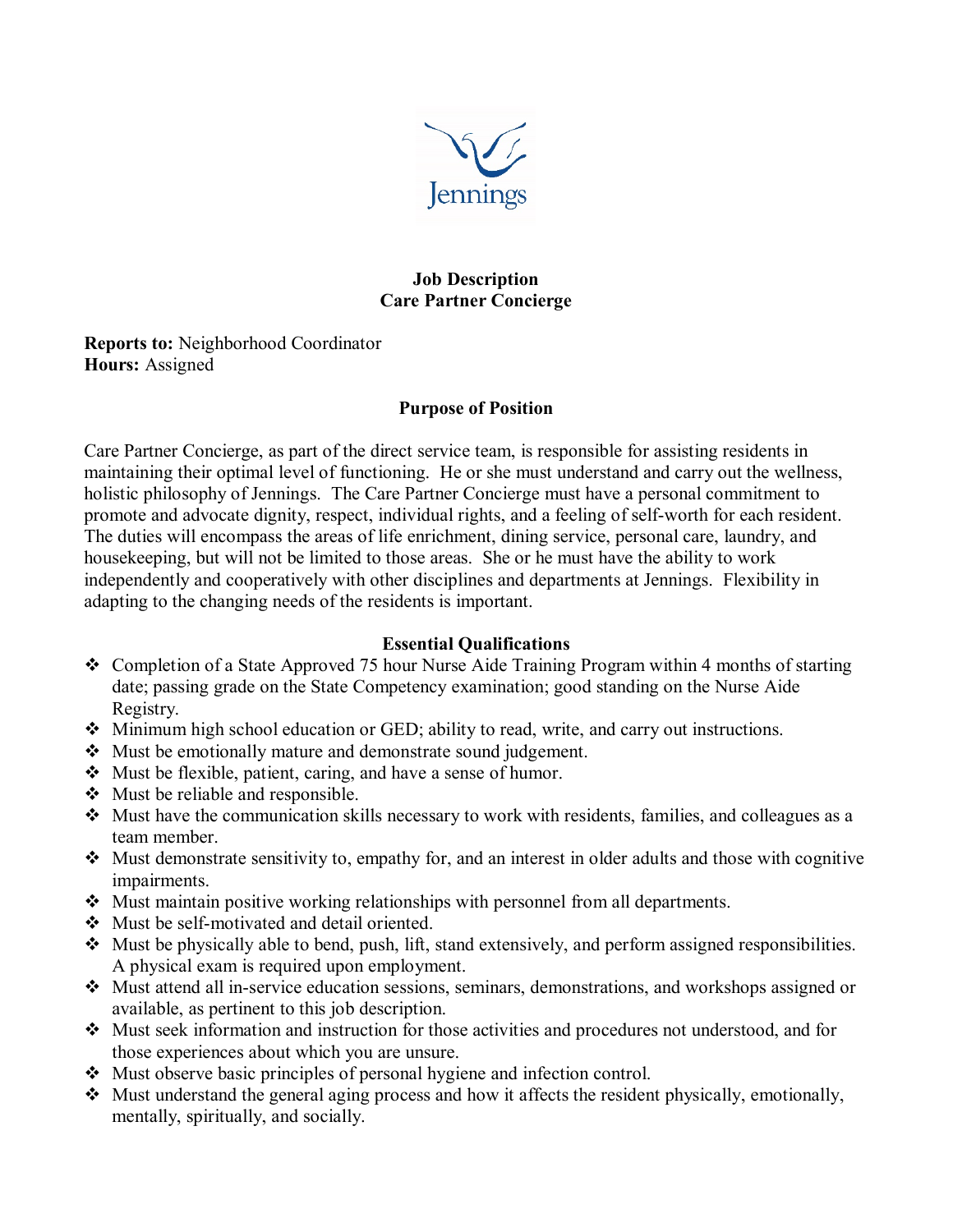Jennings

**Job Description**
**Care Partner Concierge**

**Reports to:** Neighborhood Coordinator
**Hours:** Assigned

## Purpose of Position

Care Partner Concierge, as part of the direct service team, is responsible for assisting residents in maintaining their optimal level of functioning. He or she must understand and carry out the wellness, holistic philosophy of Jennings. The Care Partner Concierge must have a personal commitment to promote and advocate dignity, respect, individual rights, and a feeling of self-worth for each resident. The duties will encompass the areas of life enrichment, dining service, personal care, laundry, and housekeeping, but will not be limited to those areas. She or he must have the ability to work independently and cooperatively with other disciplines and departments at Jennings. Flexibility in adapting to the changing needs of the residents is important.

## Essential Qualifications

- Completion of a State Approved 75 hour Nurse Aide Training Program within 4 months of starting date; passing grade on the State Competency examination; good standing on the Nurse Aide Registry.
- Minimum high school education or GED; ability to read, write, and carry out instructions.
- Must be emotionally mature and demonstrate sound judgement.
- Must be flexible, patient, caring, and have a sense of humor.
- Must be reliable and responsible.
- Must have the communication skills necessary to work with residents, families, and colleagues as a team member.
- Must demonstrate sensitivity to, empathy for, and an interest in older adults and those with cognitive impairments.
- Must maintain positive working relationships with personnel from all departments.
- Must be self-motivated and detail oriented.
- Must be physically able to bend, push, lift, stand extensively, and perform assigned responsibilities. A physical exam is required upon employment.
- Must attend all in-service education sessions, seminars, demonstrations, and workshops assigned or available, as pertinent to this job description.
- Must seek information and instruction for those activities and procedures not understood, and for those experiences about which you are unsure.
- Must observe basic principles of personal hygiene and infection control.
- Must understand the general aging process and how it affects the resident physically, emotionally, mentally, spiritually, and socially.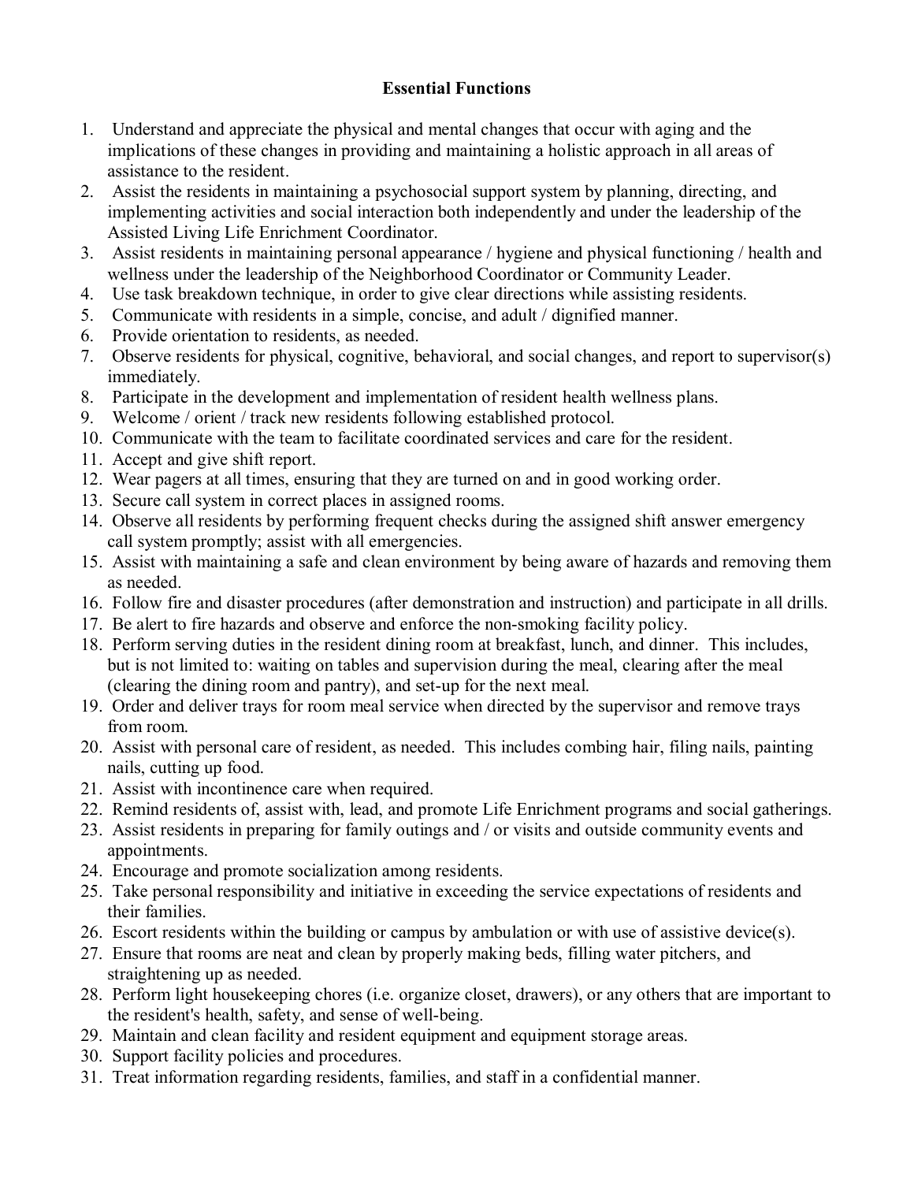**Essential Functions**

1. Understand and appreciate the physical and mental changes that occur with aging and the implications of these changes in providing and maintaining a holistic approach in all areas of assistance to the resident.
2. Assist the residents in maintaining a psychosocial support system by planning, directing, and implementing activities and social interaction both independently and under the leadership of the Assisted Living Life Enrichment Coordinator.
3. Assist residents in maintaining personal appearance / hygiene and physical functioning / health and wellness under the leadership of the Neighborhood Coordinator or Community Leader.
4. Use task breakdown technique, in order to give clear directions while assisting residents.
5. Communicate with residents in a simple, concise, and adult / dignified manner.
6. Provide orientation to residents, as needed.
7. Observe residents for physical, cognitive, behavioral, and social changes, and report to supervisor(s) immediately.
8. Participate in the development and implementation of resident health wellness plans.
9. Welcome / orient / track new residents following established protocol.
10. Communicate with the team to facilitate coordinated services and care for the resident.
11. Accept and give shift report.
12. Wear pagers at all times, ensuring that they are turned on and in good working order.
13. Secure call system in correct places in assigned rooms.
14. Observe all residents by performing frequent checks during the assigned shift answer emergency call system promptly; assist with all emergencies.
15. Assist with maintaining a safe and clean environment by being aware of hazards and removing them as needed.
16. Follow fire and disaster procedures (after demonstration and instruction) and participate in all drills.
17. Be alert to fire hazards and observe and enforce the non-smoking facility policy.
18. Perform serving duties in the resident dining room at breakfast, lunch, and dinner. This includes, but is not limited to: waiting on tables and supervision during the meal, clearing after the meal (clearing the dining room and pantry), and set-up for the next meal.
19. Order and deliver trays for room meal service when directed by the supervisor and remove trays from room.
20. Assist with personal care of resident, as needed. This includes combing hair, filing nails, painting nails, cutting up food.
21. Assist with incontinence care when required.
22. Remind residents of, assist with, lead, and promote Life Enrichment programs and social gatherings.
23. Assist residents in preparing for family outings and / or visits and outside community events and appointments.
24. Encourage and promote socialization among residents.
25. Take personal responsibility and initiative in exceeding the service expectations of residents and their families.
26. Escort residents within the building or campus by ambulation or with use of assistive device(s).
27. Ensure that rooms are neat and clean by properly making beds, filling water pitchers, and straightening up as needed.
28. Perform light housekeeping chores (i.e. organize closet, drawers), or any others that are important to the resident's health, safety, and sense of well-being.
29. Maintain and clean facility and resident equipment and equipment storage areas.
30. Support facility policies and procedures.
31. Treat information regarding residents, families, and staff in a confidential manner.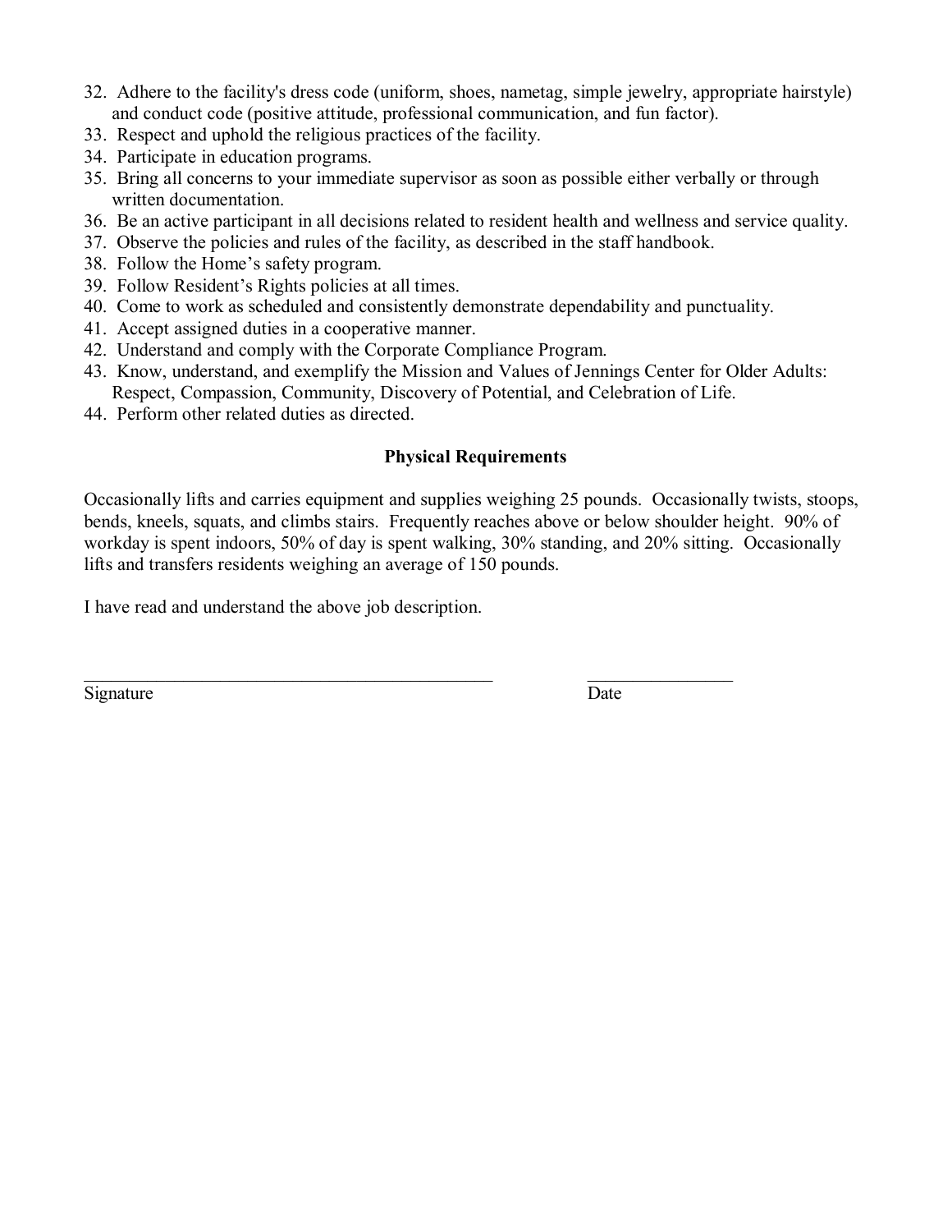32. Adhere to the facility's dress code (uniform, shoes, nametag, simple jewelry, appropriate hairstyle) and conduct code (positive attitude, professional communication, and fun factor).
33. Respect and uphold the religious practices of the facility.
34. Participate in education programs.
35. Bring all concerns to your immediate supervisor as soon as possible either verbally or through written documentation.
36. Be an active participant in all decisions related to resident health and wellness and service quality.
37. Observe the policies and rules of the facility, as described in the staff handbook.
38. Follow the Home's safety program.
39. Follow Resident's Rights policies at all times.
40. Come to work as scheduled and consistently demonstrate dependability and punctuality.
41. Accept assigned duties in a cooperative manner.
42. Understand and comply with the Corporate Compliance Program.
43. Know, understand, and exemplify the Mission and Values of Jennings Center for Older Adults: Respect, Compassion, Community, Discovery of Potential, and Celebration of Life.
44. Perform other related duties as directed.

**Physical Requirements**

Occasionally lifts and carries equipment and supplies weighing 25 pounds. Occasionally twists, stoops, bends, kneels, squats, and climbs stairs. Frequently reaches above or below shoulder height. 90% of workday is spent indoors, 50% of day is spent walking, 30% standing, and 20% sitting. Occasionally lifts and transfers residents weighing an average of 150 pounds.

I have read and understand the above job description.

______________________________________________ ________________

Signature Date